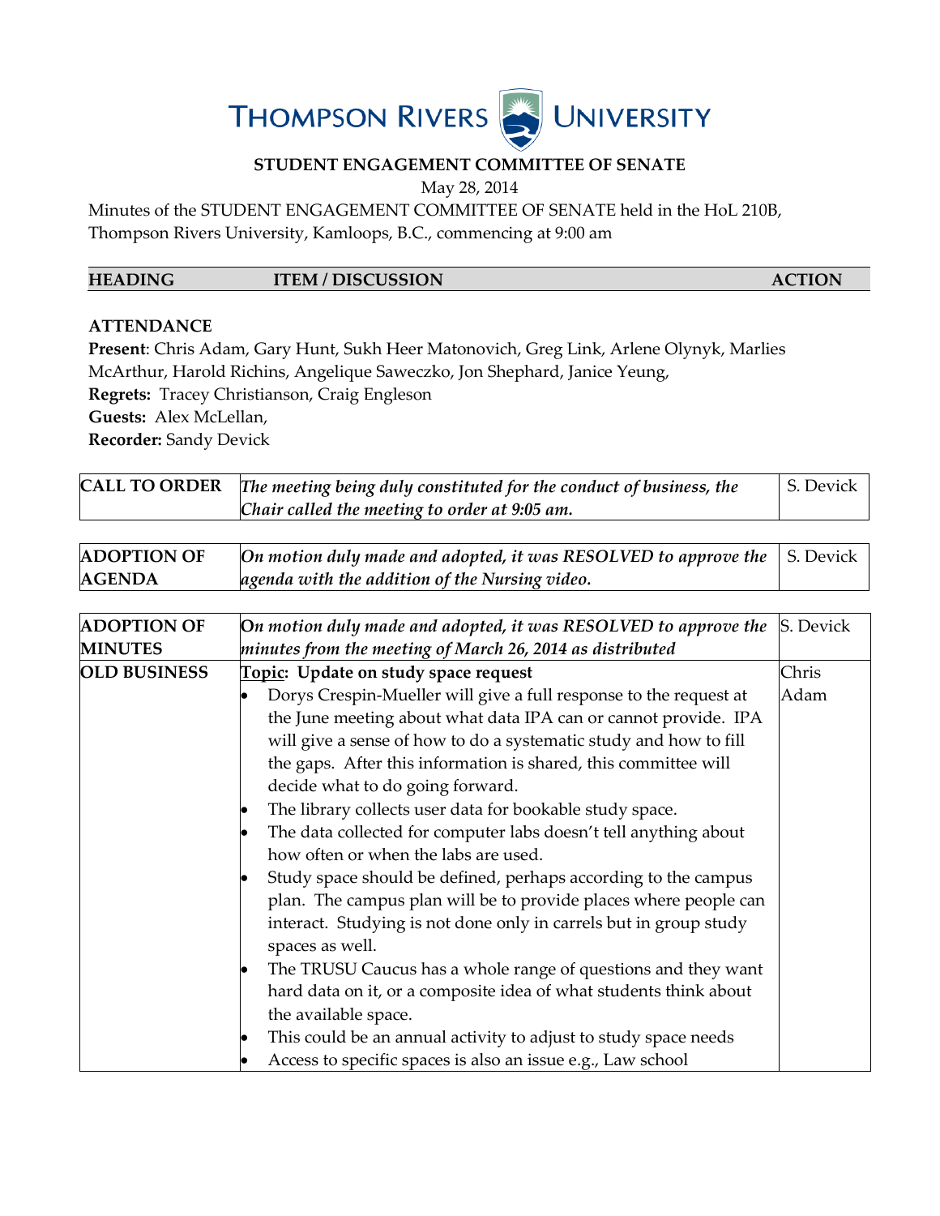# THOMPSON RIVERS UNIVERSITY

**STUDENT ENGAGEMENT COMMITTEE OF SENATE**

May 28, 2014

Minutes of the STUDENT ENGAGEMENT COMMITTEE OF SENATE held in the HoL 210B, Thompson Rivers University, Kamloops, B.C., commencing at 9:00 am

| HEADING | ITEM / DISCUSSION | ACTION |
|---|---|---|

**ATTENDANCE**

**Present**: Chris Adam, Gary Hunt, Sukh Heer Matonovich, Greg Link, Arlene Olynyk, Marlies McArthur, Harold Richins, Angelique Saweczko, Jon Shephard, Janice Yeung,
**Regrets:** Tracey Christianson, Craig Engleson
**Guests:** Alex McLellan,
**Recorder:** Sandy Devick

| | | |
|---|---|---|
| **CALL TO ORDER** | *The meeting being duly constituted for the conduct of business, the Chair called the meeting to order at 9:05 am.* | S. Devick |

| | | |
|---|---|---|
| **ADOPTION OF AGENDA** | *On motion duly made and adopted, it was RESOLVED to approve the agenda with the addition of the Nursing video.* | S. Devick |

| | | |
|---|---|---|
| **ADOPTION OF MINUTES** | *On motion duly made and adopted, it was RESOLVED to approve the minutes from the meeting of March 26, 2014 as distributed* | S. Devick |
| **OLD BUSINESS** | **<u>Topic</u>: Update on study space request**<br>• Dorys Crespin-Mueller will give a full response to the request at the June meeting about what data IPA can or cannot provide. IPA will give a sense of how to do a systematic study and how to fill the gaps. After this information is shared, this committee will decide what to do going forward.<br>• The library collects user data for bookable study space.<br>• The data collected for computer labs doesn't tell anything about how often or when the labs are used.<br>• Study space should be defined, perhaps according to the campus plan. The campus plan will be to provide places where people can interact. Studying is not done only in carrels but in group study spaces as well.<br>• The TRUSU Caucus has a whole range of questions and they want hard data on it, or a composite idea of what students think about the available space.<br>• This could be an annual activity to adjust to study space needs<br>• Access to specific spaces is also an issue e.g., Law school | Chris Adam |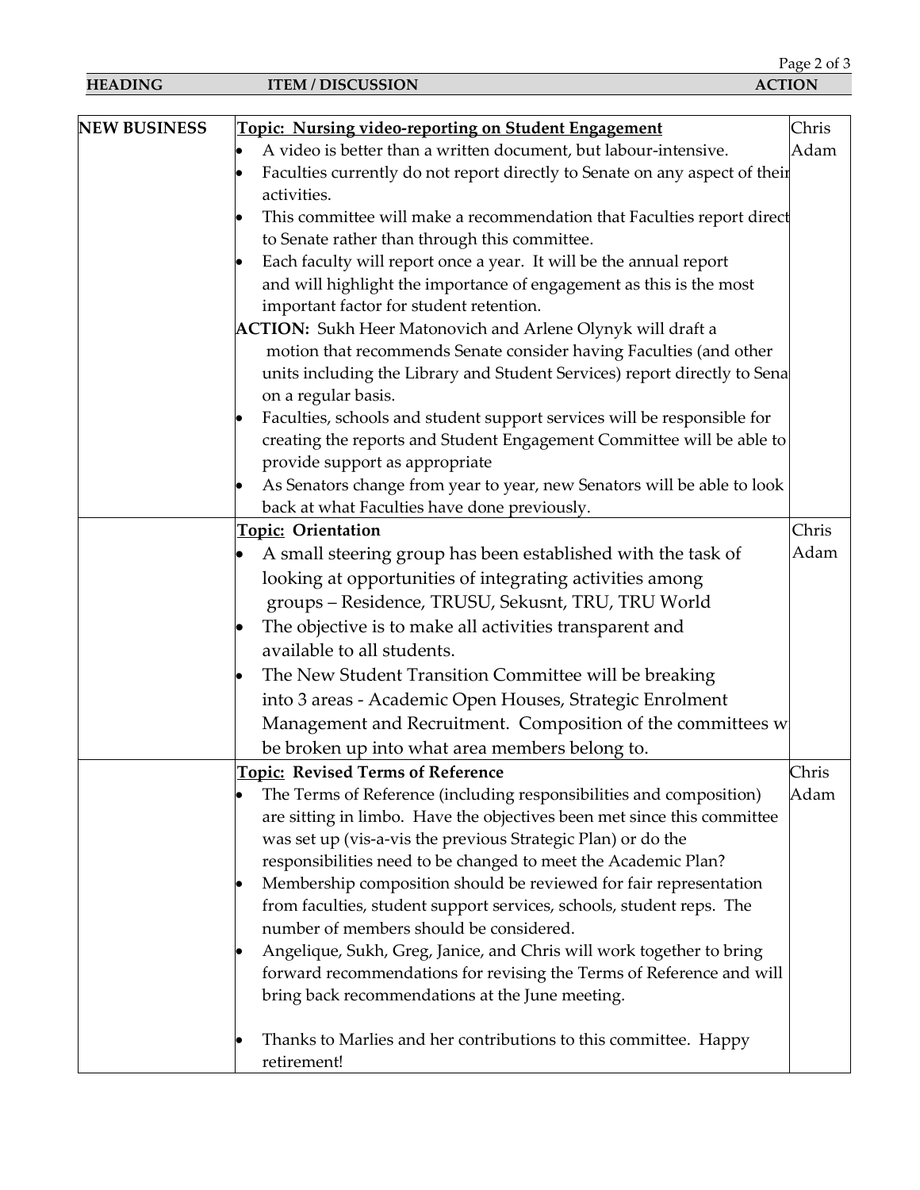| HEADING | ITEM / DISCUSSION | ACTION |
| --- | --- | --- |
| **NEW BUSINESS** | **<u>Topic: Nursing video-reporting on Student Engagement</u>**<br>• A video is better than a written document, but labour-intensive.<br>• Faculties currently do not report directly to Senate on any aspect of their activities.<br>• This committee will make a recommendation that Faculties report direct to Senate rather than through this committee.<br>• Each faculty will report once a year. It will be the annual report and will highlight the importance of engagement as this is the most important factor for student retention.<br>**ACTION:** Sukh Heer Matonovich and Arlene Olynyk will draft a motion that recommends Senate consider having Faculties (and other units including the Library and Student Services) report directly to Sena on a regular basis.<br>• Faculties, schools and student support services will be responsible for creating the reports and Student Engagement Committee will be able to provide support as appropriate<br>• As Senators change from year to year, new Senators will be able to look back at what Faculties have done previously. | Chris Adam |
| | **<u>Topic:</u> Orientation**<br>• A small steering group has been established with the task of looking at opportunities of integrating activities among groups – Residence, TRUSU, Sekusnt, TRU, TRU World<br>• The objective is to make all activities transparent and available to all students.<br>• The New Student Transition Committee will be breaking into 3 areas - Academic Open Houses, Strategic Enrolment Management and Recruitment. Composition of the committees w be broken up into what area members belong to. | Chris Adam |
| | **<u>Topic:</u> Revised Terms of Reference**<br>• The Terms of Reference (including responsibilities and composition) are sitting in limbo. Have the objectives been met since this committee was set up (vis-a-vis the previous Strategic Plan) or do the responsibilities need to be changed to meet the Academic Plan?<br>• Membership composition should be reviewed for fair representation from faculties, student support services, schools, student reps. The number of members should be considered.<br>• Angelique, Sukh, Greg, Janice, and Chris will work together to bring forward recommendations for revising the Terms of Reference and will bring back recommendations at the June meeting.<br><br>• Thanks to Marlies and her contributions to this committee. Happy retirement! | Chris Adam |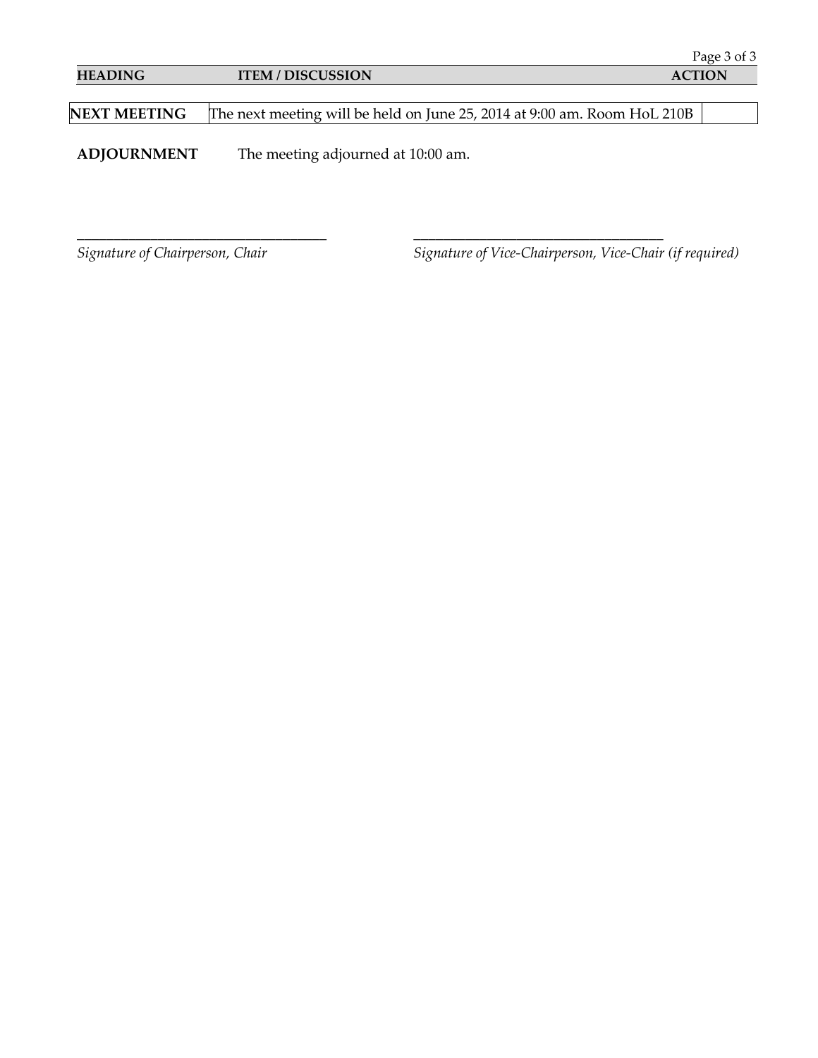| HEADING | ITEM / DISCUSSION | ACTION |
| --- | --- | --- |
| **NEXT MEETING** | The next meeting will be held on June 25, 2014 at 9:00 am. Room HoL 210B | |

**ADJOURNMENT** The meeting adjourned at 10:00 am.

\_\_\_\_\_\_\_\_\_\_\_\_\_\_\_\_\_\_\_\_\_\_\_\_\_\_\_\_\_\_\_\_\_\_\_
*Signature of Chairperson, Chair*

\_\_\_\_\_\_\_\_\_\_\_\_\_\_\_\_\_\_\_\_\_\_\_\_\_\_\_\_\_\_\_\_\_\_\_
*Signature of Vice-Chairperson, Vice-Chair (if required)*